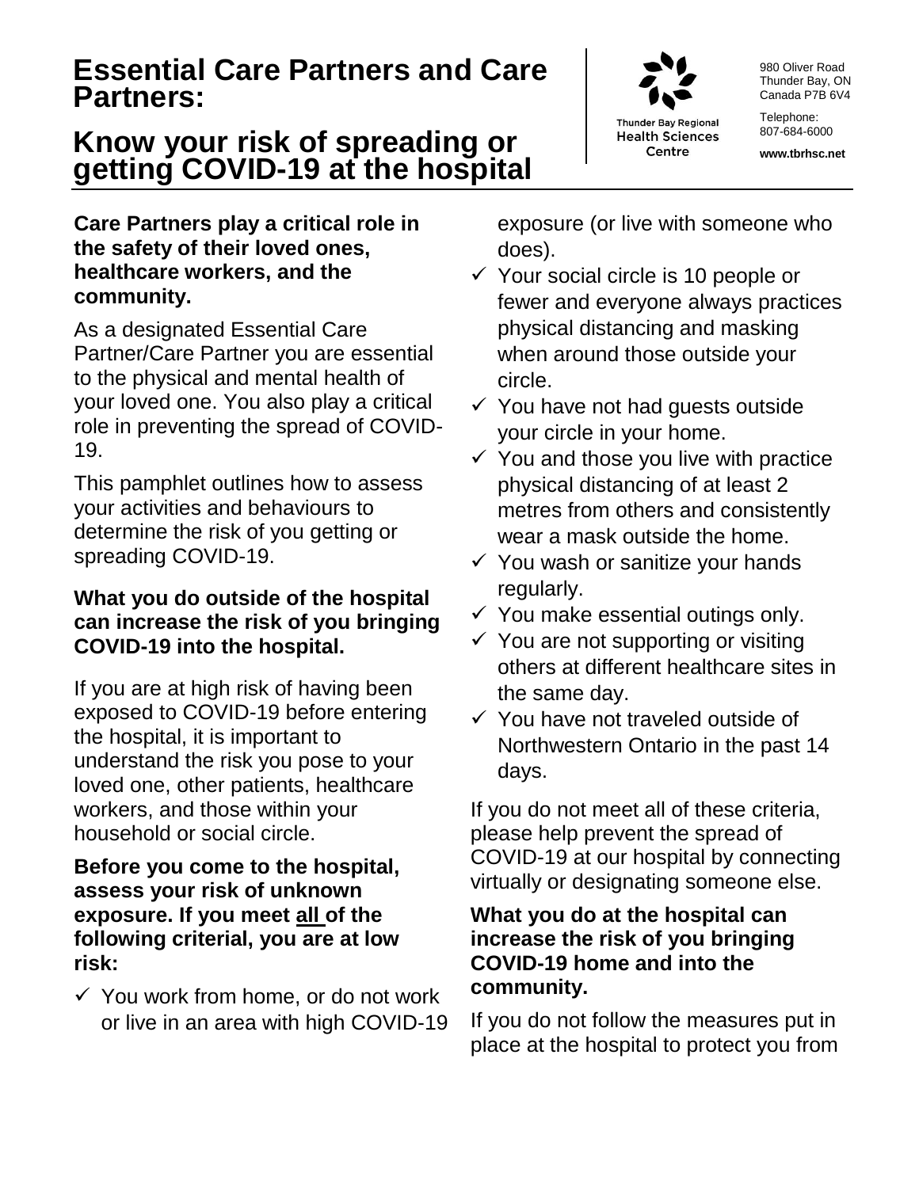# Essential Care Partners and Care Partners:

# Know your risk of spreading or getting COVID-19 at the hospital

Thunder Bay Regional Health Sciences Centre

980 Oliver Road
Thunder Bay, ON
Canada P7B 6V4

Telephone:
807-684-6000

**www.tbrhsc.net**

**Care Partners play a critical role in the safety of their loved ones, healthcare workers, and the community.**

As a designated Essential Care Partner/Care Partner you are essential to the physical and mental health of your loved one. You also play a critical role in preventing the spread of COVID-19.

This pamphlet outlines how to assess your activities and behaviours to determine the risk of you getting or spreading COVID-19.

**What you do outside of the hospital can increase the risk of you bringing COVID-19 into the hospital.**

If you are at high risk of having been exposed to COVID-19 before entering the hospital, it is important to understand the risk you pose to your loved one, other patients, healthcare workers, and those within your household or social circle.

**Before you come to the hospital, assess your risk of unknown exposure. If you meet all of the following criterial, you are at low risk:**

- ✓ You work from home, or do not work or live in an area with high COVID-19 exposure (or live with someone who does).
- ✓ Your social circle is 10 people or fewer and everyone always practices physical distancing and masking when around those outside your circle.
- ✓ You have not had guests outside your circle in your home.
- ✓ You and those you live with practice physical distancing of at least 2 metres from others and consistently wear a mask outside the home.
- ✓ You wash or sanitize your hands regularly.
- ✓ You make essential outings only.
- ✓ You are not supporting or visiting others at different healthcare sites in the same day.
- ✓ You have not traveled outside of Northwestern Ontario in the past 14 days.

If you do not meet all of these criteria, please help prevent the spread of COVID-19 at our hospital by connecting virtually or designating someone else.

**What you do at the hospital can increase the risk of you bringing COVID-19 home and into the community.**

If you do not follow the measures put in place at the hospital to protect you from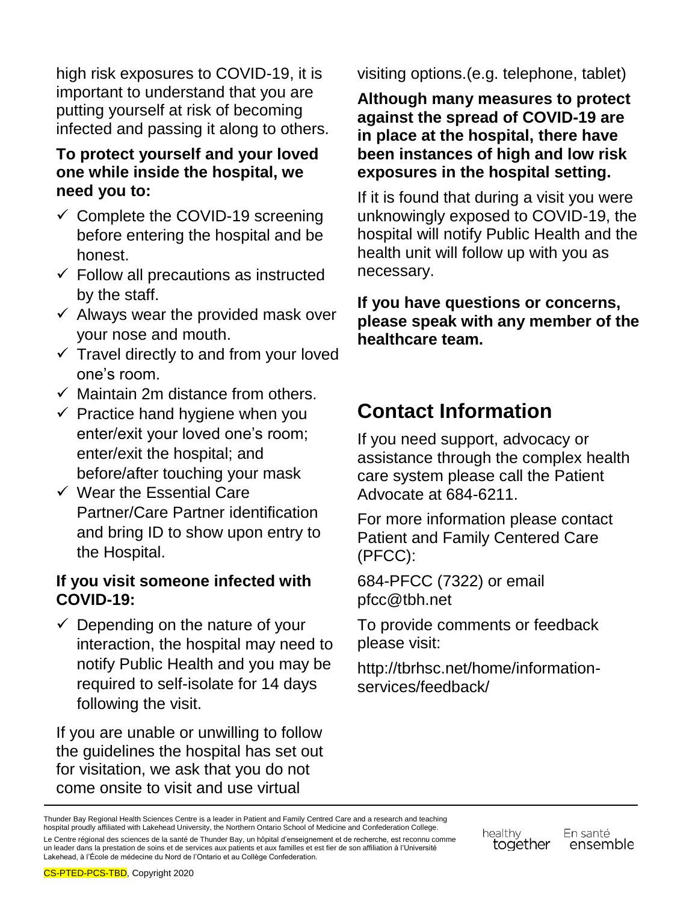high risk exposures to COVID-19, it is important to understand that you are putting yourself at risk of becoming infected and passing it along to others.

**To protect yourself and your loved one while inside the hospital, we need you to:**

- ✓ Complete the COVID-19 screening before entering the hospital and be honest.
- ✓ Follow all precautions as instructed by the staff.
- ✓ Always wear the provided mask over your nose and mouth.
- ✓ Travel directly to and from your loved one's room.
- ✓ Maintain 2m distance from others.
- ✓ Practice hand hygiene when you enter/exit your loved one's room; enter/exit the hospital; and before/after touching your mask
- ✓ Wear the Essential Care Partner/Care Partner identification and bring ID to show upon entry to the Hospital.

**If you visit someone infected with COVID-19:**

- ✓ Depending on the nature of your interaction, the hospital may need to notify Public Health and you may be required to self-isolate for 14 days following the visit.

If you are unable or unwilling to follow the guidelines the hospital has set out for visitation, we ask that you do not come onsite to visit and use virtual visiting options.(e.g. telephone, tablet)

**Although many measures to protect against the spread of COVID-19 are in place at the hospital, there have been instances of high and low risk exposures in the hospital setting.**

If it is found that during a visit you were unknowingly exposed to COVID-19, the hospital will notify Public Health and the health unit will follow up with you as necessary.

**If you have questions or concerns, please speak with any member of the healthcare team.**

## Contact Information

If you need support, advocacy or assistance through the complex health care system please call the Patient Advocate at 684-6211.

For more information please contact Patient and Family Centered Care (PFCC):

684-PFCC (7322) or email pfcc@tbh.net

To provide comments or feedback please visit:

http://tbrhsc.net/home/information-services/feedback/

Thunder Bay Regional Health Sciences Centre is a leader in Patient and Family Centred Care and a research and teaching hospital proudly affiliated with Lakehead University, the Northern Ontario School of Medicine and Confederation College.

Le Centre régional des sciences de la santé de Thunder Bay, un hôpital d'enseignement et de recherche, est reconnu comme un leader dans la prestation de soins et de services aux patients et aux familles et est fier de son affiliation à l'Université Lakehead, à l'École de médecine du Nord de l'Ontario et au Collège Confederation.

healthy together En santé ensemble

CS-PTED-PCS-TBD, Copyright 2020